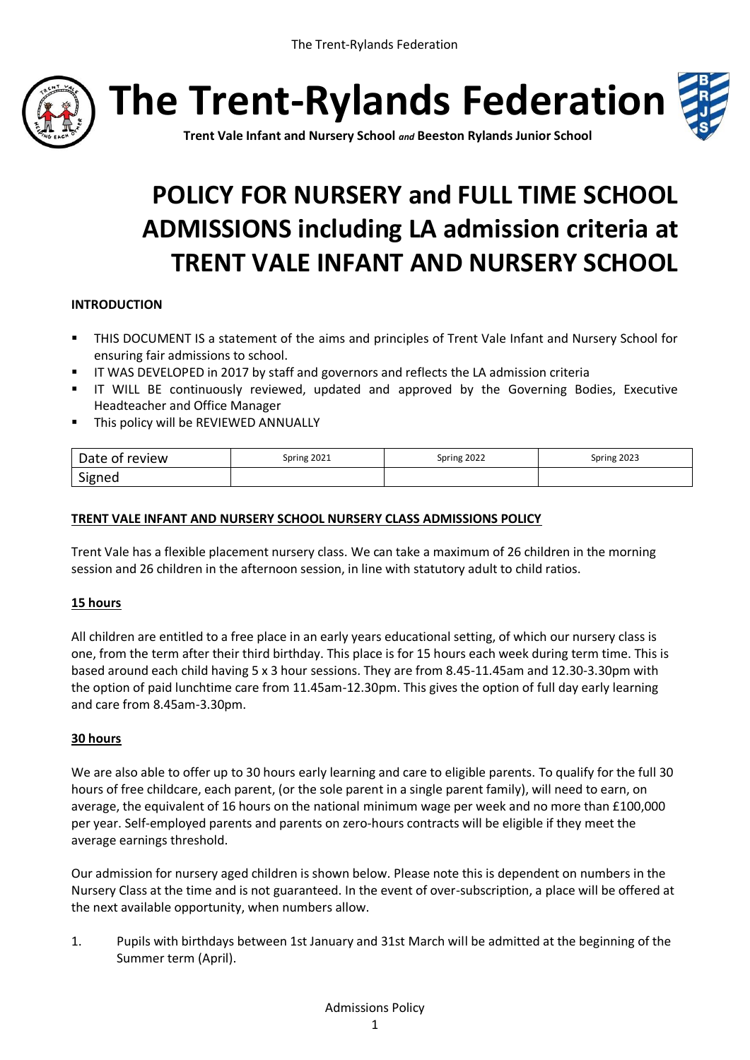# The Trent-Rylands Federation

**Trent Vale Infant and Nursery School** ***and*** **Beeston Rylands Junior School**

# POLICY FOR NURSERY and FULL TIME SCHOOL ADMISSIONS including LA admission criteria at TRENT VALE INFANT AND NURSERY SCHOOL

**INTRODUCTION**

- THIS DOCUMENT IS a statement of the aims and principles of Trent Vale Infant and Nursery School for ensuring fair admissions to school.
- IT WAS DEVELOPED in 2017 by staff and governors and reflects the LA admission criteria
- IT WILL BE continuously reviewed, updated and approved by the Governing Bodies, Executive Headteacher and Office Manager
- This policy will be REVIEWED ANNUALLY

| Date of review | Spring 2021 | Spring 2022 | Spring 2023 |
|---|---|---|---|
| Signed | | | |

**TRENT VALE INFANT AND NURSERY SCHOOL NURSERY CLASS ADMISSIONS POLICY**

Trent Vale has a flexible placement nursery class. We can take a maximum of 26 children in the morning session and 26 children in the afternoon session, in line with statutory adult to child ratios.

**15 hours**

All children are entitled to a free place in an early years educational setting, of which our nursery class is one, from the term after their third birthday. This place is for 15 hours each week during term time. This is based around each child having 5 x 3 hour sessions. They are from 8.45-11.45am and 12.30-3.30pm with the option of paid lunchtime care from 11.45am-12.30pm. This gives the option of full day early learning and care from 8.45am-3.30pm.

**30 hours**

We are also able to offer up to 30 hours early learning and care to eligible parents. To qualify for the full 30 hours of free childcare, each parent, (or the sole parent in a single parent family), will need to earn, on average, the equivalent of 16 hours on the national minimum wage per week and no more than £100,000 per year. Self-employed parents and parents on zero-hours contracts will be eligible if they meet the average earnings threshold.

Our admission for nursery aged children is shown below. Please note this is dependent on numbers in the Nursery Class at the time and is not guaranteed. In the event of over-subscription, a place will be offered at the next available opportunity, when numbers allow.

1. Pupils with birthdays between 1st January and 31st March will be admitted at the beginning of the Summer term (April).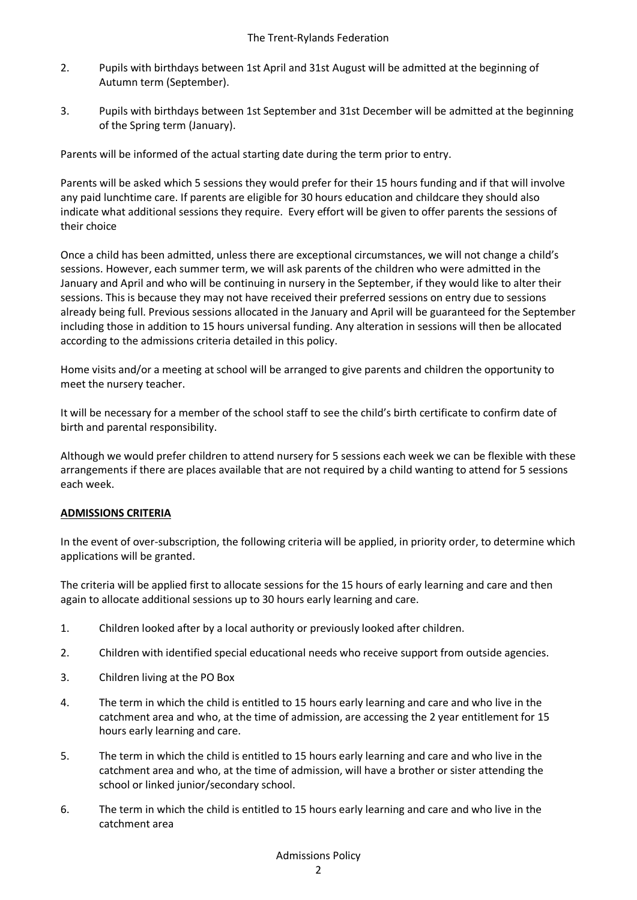2. Pupils with birthdays between 1st April and 31st August will be admitted at the beginning of Autumn term (September).

3. Pupils with birthdays between 1st September and 31st December will be admitted at the beginning of the Spring term (January).

Parents will be informed of the actual starting date during the term prior to entry.

Parents will be asked which 5 sessions they would prefer for their 15 hours funding and if that will involve any paid lunchtime care. If parents are eligible for 30 hours education and childcare they should also indicate what additional sessions they require. Every effort will be given to offer parents the sessions of their choice

Once a child has been admitted, unless there are exceptional circumstances, we will not change a child's sessions. However, each summer term, we will ask parents of the children who were admitted in the January and April and who will be continuing in nursery in the September, if they would like to alter their sessions. This is because they may not have received their preferred sessions on entry due to sessions already being full. Previous sessions allocated in the January and April will be guaranteed for the September including those in addition to 15 hours universal funding. Any alteration in sessions will then be allocated according to the admissions criteria detailed in this policy.

Home visits and/or a meeting at school will be arranged to give parents and children the opportunity to meet the nursery teacher.

It will be necessary for a member of the school staff to see the child's birth certificate to confirm date of birth and parental responsibility.

Although we would prefer children to attend nursery for 5 sessions each week we can be flexible with these arrangements if there are places available that are not required by a child wanting to attend for 5 sessions each week.

**ADMISSIONS CRITERIA**

In the event of over-subscription, the following criteria will be applied, in priority order, to determine which applications will be granted.

The criteria will be applied first to allocate sessions for the 15 hours of early learning and care and then again to allocate additional sessions up to 30 hours early learning and care.

1. Children looked after by a local authority or previously looked after children.

2. Children with identified special educational needs who receive support from outside agencies.

3. Children living at the PO Box

4. The term in which the child is entitled to 15 hours early learning and care and who live in the catchment area and who, at the time of admission, are accessing the 2 year entitlement for 15 hours early learning and care.

5. The term in which the child is entitled to 15 hours early learning and care and who live in the catchment area and who, at the time of admission, will have a brother or sister attending the school or linked junior/secondary school.

6. The term in which the child is entitled to 15 hours early learning and care and who live in the catchment area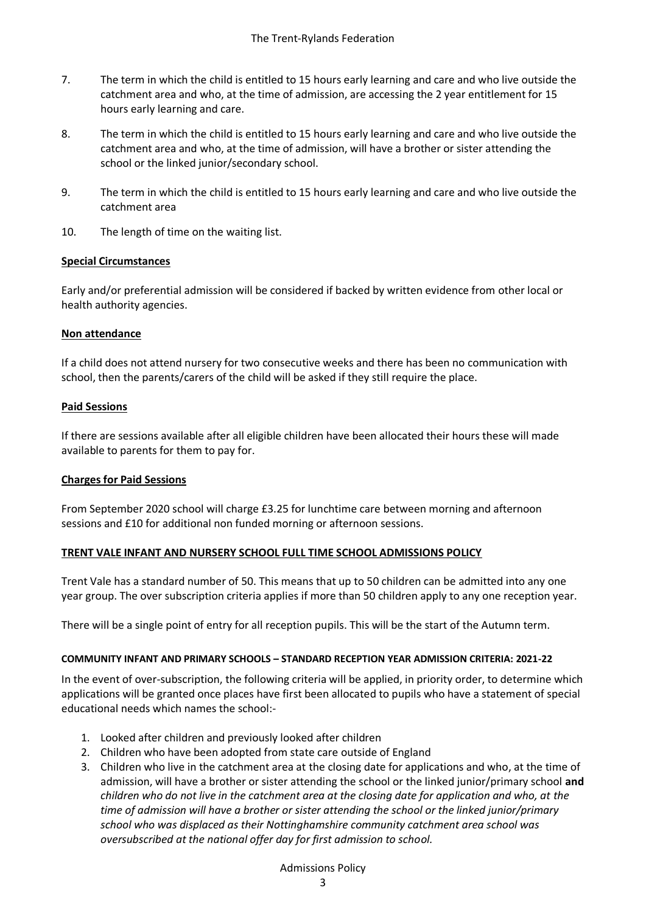7. The term in which the child is entitled to 15 hours early learning and care and who live outside the catchment area and who, at the time of admission, are accessing the 2 year entitlement for 15 hours early learning and care.

8. The term in which the child is entitled to 15 hours early learning and care and who live outside the catchment area and who, at the time of admission, will have a brother or sister attending the school or the linked junior/secondary school.

9. The term in which the child is entitled to 15 hours early learning and care and who live outside the catchment area

10. The length of time on the waiting list.

**Special Circumstances**

Early and/or preferential admission will be considered if backed by written evidence from other local or health authority agencies.

**Non attendance**

If a child does not attend nursery for two consecutive weeks and there has been no communication with school, then the parents/carers of the child will be asked if they still require the place.

**Paid Sessions**

If there are sessions available after all eligible children have been allocated their hours these will made available to parents for them to pay for.

**Charges for Paid Sessions**

From September 2020 school will charge £3.25 for lunchtime care between morning and afternoon sessions and £10 for additional non funded morning or afternoon sessions.

**TRENT VALE INFANT AND NURSERY SCHOOL FULL TIME SCHOOL ADMISSIONS POLICY**

Trent Vale has a standard number of 50. This means that up to 50 children can be admitted into any one year group. The over subscription criteria applies if more than 50 children apply to any one reception year.

There will be a single point of entry for all reception pupils. This will be the start of the Autumn term.

**COMMUNITY INFANT AND PRIMARY SCHOOLS – STANDARD RECEPTION YEAR ADMISSION CRITERIA: 2021-22**

In the event of over-subscription, the following criteria will be applied, in priority order, to determine which applications will be granted once places have first been allocated to pupils who have a statement of special educational needs which names the school:-

1. Looked after children and previously looked after children
2. Children who have been adopted from state care outside of England
3. Children who live in the catchment area at the closing date for applications and who, at the time of admission, will have a brother or sister attending the school or the linked junior/primary school **and** *children who do not live in the catchment area at the closing date for application and who, at the time of admission will have a brother or sister attending the school or the linked junior/primary school who was displaced as their Nottinghamshire community catchment area school was oversubscribed at the national offer day for first admission to school.*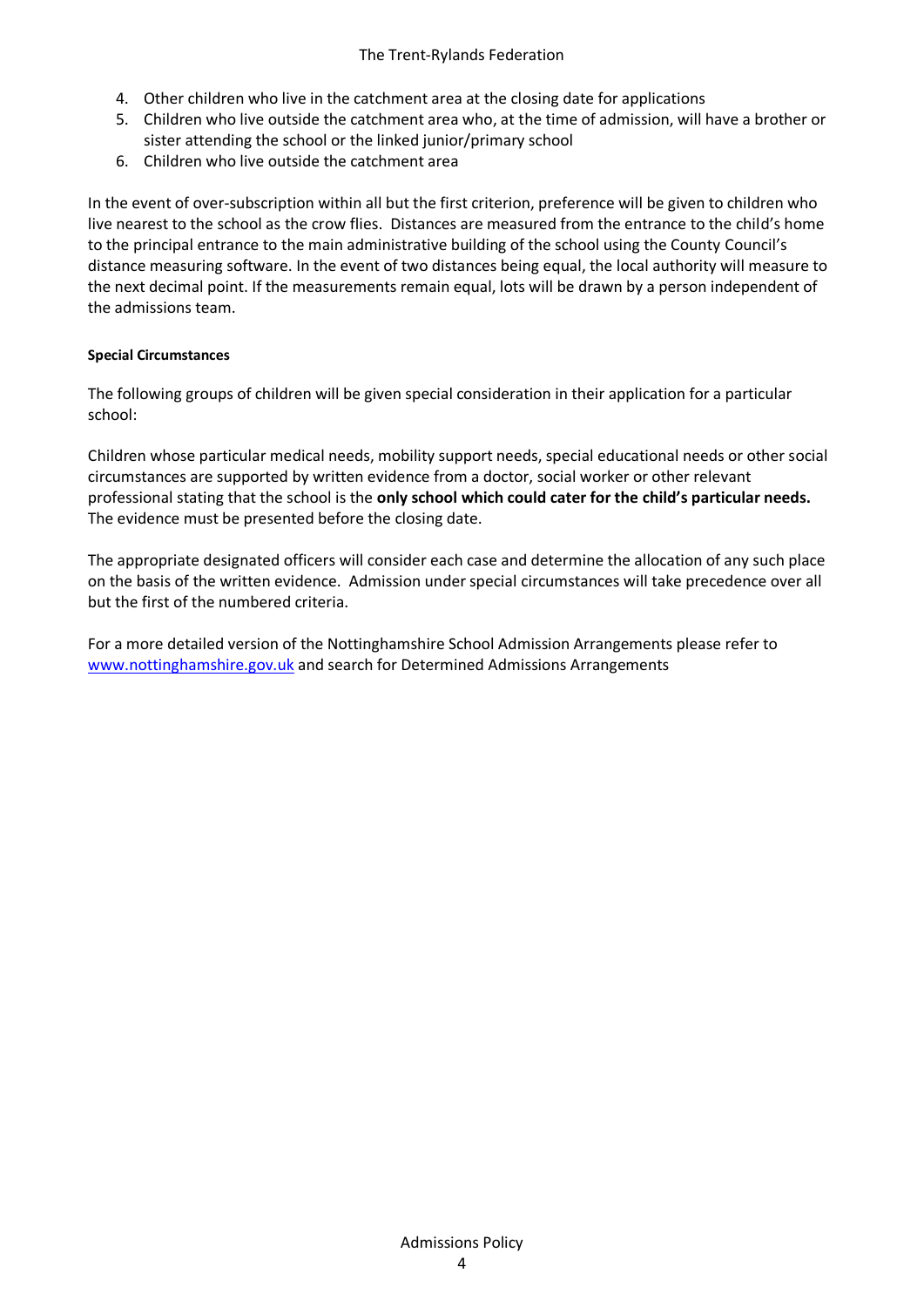4. Other children who live in the catchment area at the closing date for applications
5. Children who live outside the catchment area who, at the time of admission, will have a brother or sister attending the school or the linked junior/primary school
6. Children who live outside the catchment area

In the event of over-subscription within all but the first criterion, preference will be given to children who live nearest to the school as the crow flies. Distances are measured from the entrance to the child's home to the principal entrance to the main administrative building of the school using the County Council's distance measuring software. In the event of two distances being equal, the local authority will measure to the next decimal point. If the measurements remain equal, lots will be drawn by a person independent of the admissions team.

**Special Circumstances**

The following groups of children will be given special consideration in their application for a particular school:

Children whose particular medical needs, mobility support needs, special educational needs or other social circumstances are supported by written evidence from a doctor, social worker or other relevant professional stating that the school is the **only school which could cater for the child's particular needs.** The evidence must be presented before the closing date.

The appropriate designated officers will consider each case and determine the allocation of any such place on the basis of the written evidence. Admission under special circumstances will take precedence over all but the first of the numbered criteria.

For a more detailed version of the Nottinghamshire School Admission Arrangements please refer to [www.nottinghamshire.gov.uk](http://www.nottinghamshire.gov.uk) and search for Determined Admissions Arrangements